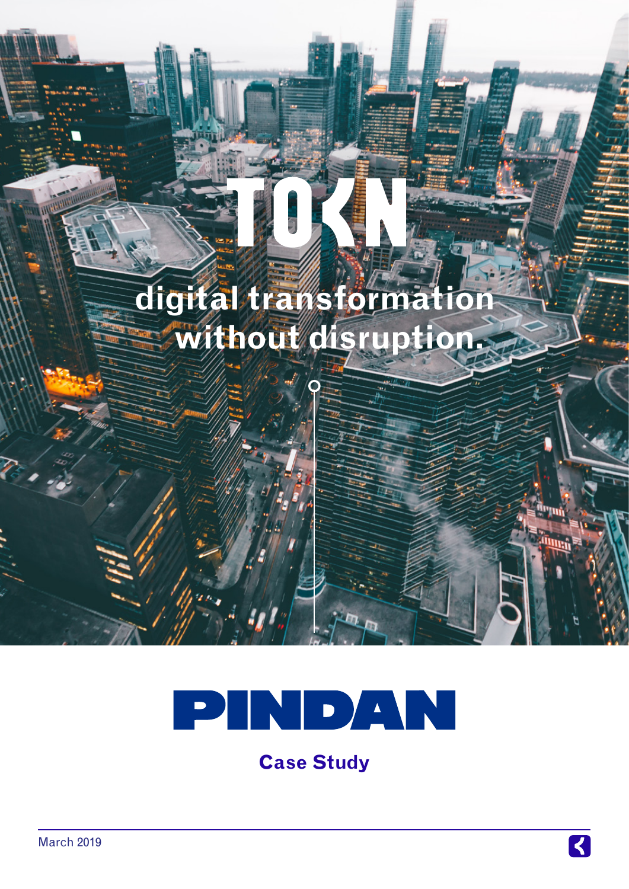# TOKN

## digital transformation without disruption.

# PINDAN

### Case Study

March 2019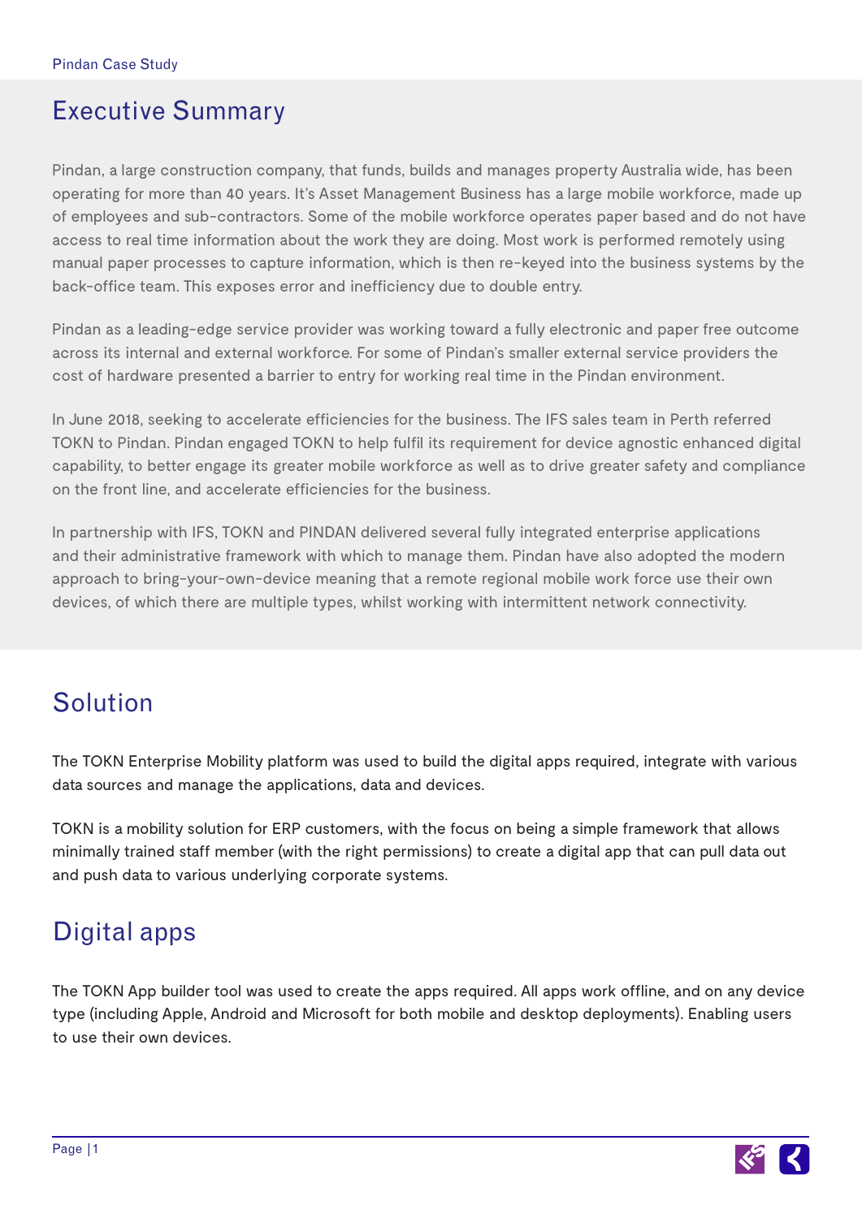## Executive Summary

Pindan, a large construction company, that funds, builds and manages property Australia wide, has been operating for more than 40 years. It's Asset Management Business has a large mobile workforce, made up of employees and sub-contractors. Some of the mobile workforce operates paper based and do not have access to real time information about the work they are doing. Most work is performed remotely using manual paper processes to capture information, which is then re-keyed into the business systems by the back-office team. This exposes error and inefficiency due to double entry.

Pindan as a leading-edge service provider was working toward a fully electronic and paper free outcome across its internal and external workforce. For some of Pindan's smaller external service providers the cost of hardware presented a barrier to entry for working real time in the Pindan environment.

In June 2018, seeking to accelerate efficiencies for the business. The IFS sales team in Perth referred TOKN to Pindan. Pindan engaged TOKN to help fulfil its requirement for device agnostic enhanced digital capability, to better engage its greater mobile workforce as well as to drive greater safety and compliance on the front line, and accelerate efficiencies for the business.

In partnership with IFS, TOKN and PINDAN delivered several fully integrated enterprise applications and their administrative framework with which to manage them. Pindan have also adopted the modern approach to bring-your-own-device meaning that a remote regional mobile work force use their own devices, of which there are multiple types, whilst working with intermittent network connectivity.

## Solution

The TOKN Enterprise Mobility platform was used to build the digital apps required, integrate with various data sources and manage the applications, data and devices.

TOKN is a mobility solution for ERP customers, with the focus on being a simple framework that allows minimally trained staff member (with the right permissions) to create a digital app that can pull data out and push data to various underlying corporate systems.

## Digital apps

The TOKN App builder tool was used to create the apps required. All apps work offline, and on any device type (including Apple, Android and Microsoft for both mobile and desktop deployments). Enabling users to use their own devices.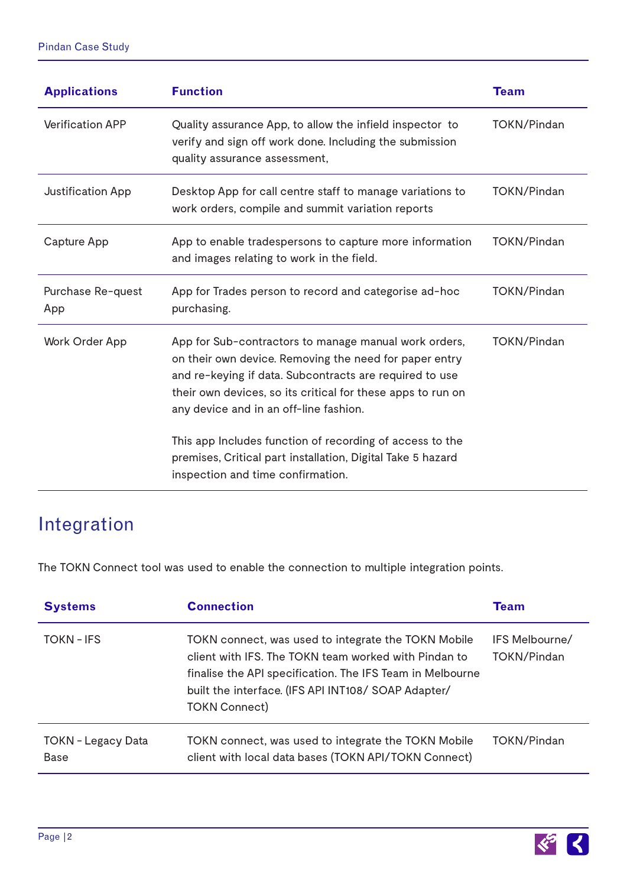| Applications | Function | Team |
| --- | --- | --- |
| Verification APP | Quality assurance App, to allow the infield inspector to verify and sign off work done. Including the submission quality assurance assessment, | TOKN/Pindan |
| Justification App | Desktop App for call centre staff to manage variations to work orders, compile and summit variation reports | TOKN/Pindan |
| Capture App | App to enable tradespersons to capture more information and images relating to work in the field. | TOKN/Pindan |
| Purchase Re-quest App | App for Trades person to record and categorise ad-hoc purchasing. | TOKN/Pindan |
| Work Order App | App for Sub-contractors to manage manual work orders, on their own device. Removing the need for paper entry and re-keying if data. Subcontracts are required to use their own devices, so its critical for these apps to run on any device and in an off-line fashion.<br><br>This app Includes function of recording of access to the premises, Critical part installation, Digital Take 5 hazard inspection and time confirmation. | TOKN/Pindan |

## Integration

The TOKN Connect tool was used to enable the connection to multiple integration points.

| Systems | Connection | Team |
| --- | --- | --- |
| TOKN - IFS | TOKN connect, was used to integrate the TOKN Mobile client with IFS. The TOKN team worked with Pindan to finalise the API specification. The IFS Team in Melbourne built the interface. (IFS API INT108/ SOAP Adapter/ TOKN Connect) | IFS Melbourne/ TOKN/Pindan |
| TOKN - Legacy Data Base | TOKN connect, was used to integrate the TOKN Mobile client with local data bases (TOKN API/TOKN Connect) | TOKN/Pindan |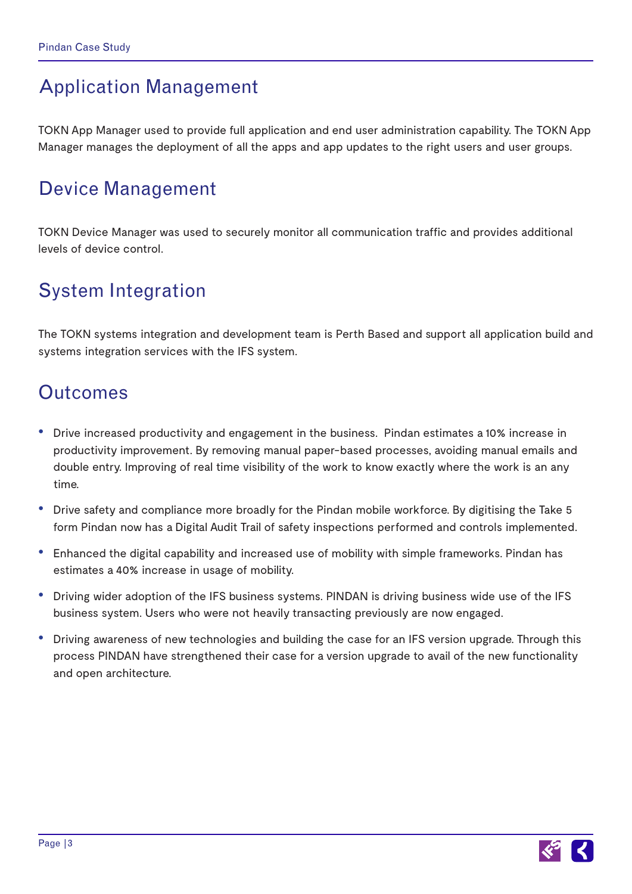## Application Management

TOKN App Manager used to provide full application and end user administration capability. The TOKN App Manager manages the deployment of all the apps and app updates to the right users and user groups.

## Device Management

TOKN Device Manager was used to securely monitor all communication traffic and provides additional levels of device control.

## System Integration

The TOKN systems integration and development team is Perth Based and support all application build and systems integration services with the IFS system.

## Outcomes

- Drive increased productivity and engagement in the business. Pindan estimates a 10% increase in productivity improvement. By removing manual paper-based processes, avoiding manual emails and double entry. Improving of real time visibility of the work to know exactly where the work is an any time.
- Drive safety and compliance more broadly for the Pindan mobile workforce. By digitising the Take 5 form Pindan now has a Digital Audit Trail of safety inspections performed and controls implemented.
- Enhanced the digital capability and increased use of mobility with simple frameworks. Pindan has estimates a 40% increase in usage of mobility.
- Driving wider adoption of the IFS business systems. PINDAN is driving business wide use of the IFS business system. Users who were not heavily transacting previously are now engaged.
- Driving awareness of new technologies and building the case for an IFS version upgrade. Through this process PINDAN have strengthened their case for a version upgrade to avail of the new functionality and open architecture.